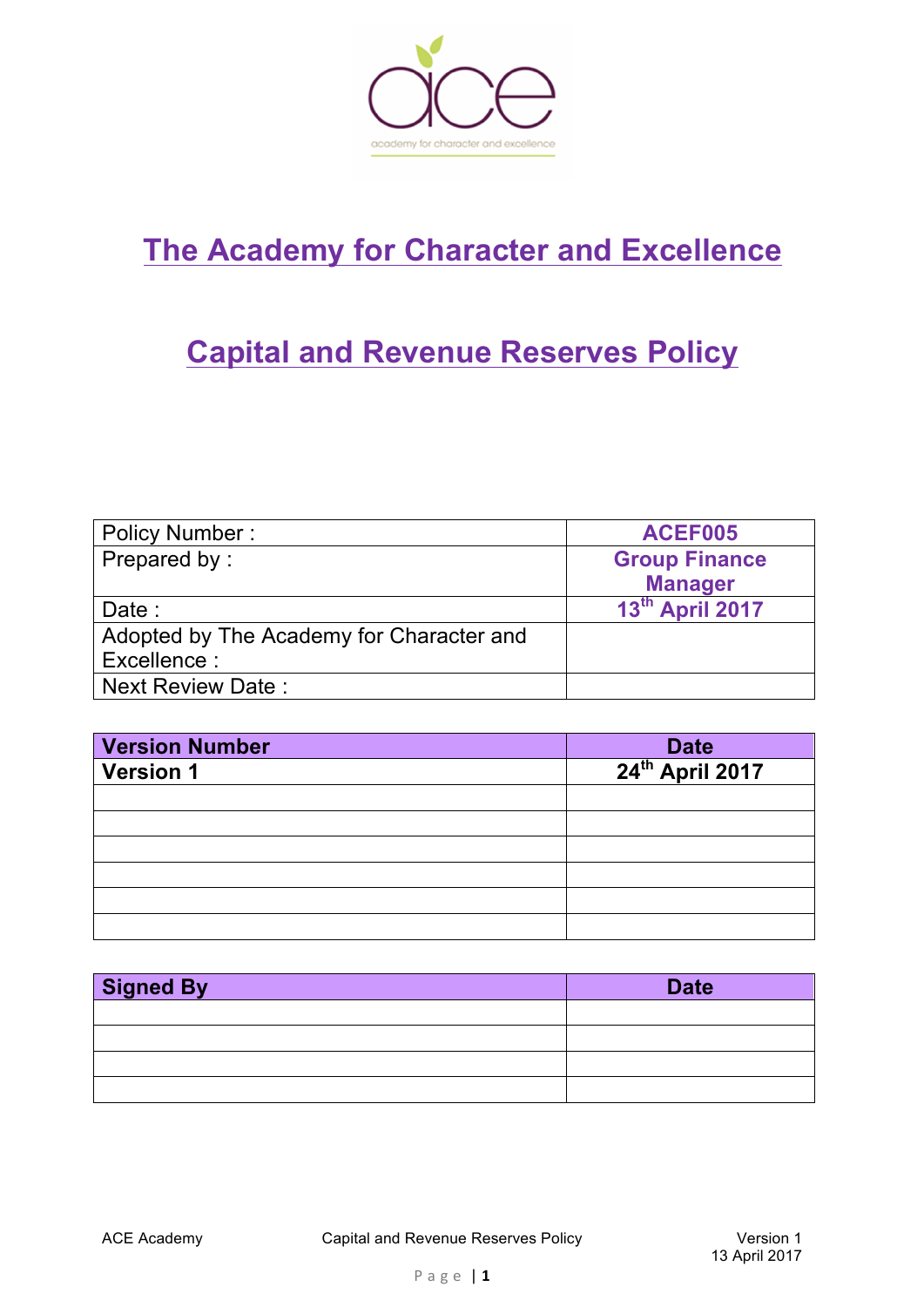# The Academy for Character and Excellence

## Capital and Revenue Reserves Policy

| | |
|---|---|
| Policy Number : | **ACEF005** |
| Prepared by : | **Group Finance Manager** |
| Date : | **13th April 2017** |
| Adopted by The Academy for Character and Excellence : | |
| Next Review Date : | |

| Version Number | Date |
|---|---|
| **Version 1** | **24th April 2017** |
| | |
| | |
| | |
| | |
| | |
| | |

| Signed By | Date |
|---|---|
| | |
| | |
| | |
| | |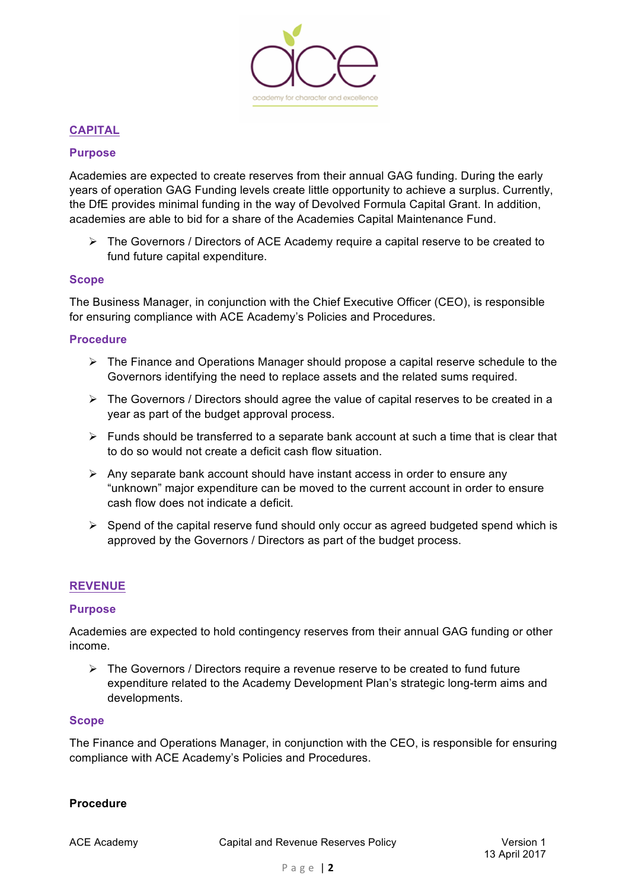## CAPITAL

### Purpose

Academies are expected to create reserves from their annual GAG funding. During the early years of operation GAG Funding levels create little opportunity to achieve a surplus. Currently, the DfE provides minimal funding in the way of Devolved Formula Capital Grant. In addition, academies are able to bid for a share of the Academies Capital Maintenance Fund.

- The Governors / Directors of ACE Academy require a capital reserve to be created to fund future capital expenditure.

### Scope

The Business Manager, in conjunction with the Chief Executive Officer (CEO), is responsible for ensuring compliance with ACE Academy's Policies and Procedures.

### Procedure

- The Finance and Operations Manager should propose a capital reserve schedule to the Governors identifying the need to replace assets and the related sums required.
- The Governors / Directors should agree the value of capital reserves to be created in a year as part of the budget approval process.
- Funds should be transferred to a separate bank account at such a time that is clear that to do so would not create a deficit cash flow situation.
- Any separate bank account should have instant access in order to ensure any "unknown" major expenditure can be moved to the current account in order to ensure cash flow does not indicate a deficit.
- Spend of the capital reserve fund should only occur as agreed budgeted spend which is approved by the Governors / Directors as part of the budget process.

## REVENUE

### Purpose

Academies are expected to hold contingency reserves from their annual GAG funding or other income.

- The Governors / Directors require a revenue reserve to be created to fund future expenditure related to the Academy Development Plan's strategic long-term aims and developments.

### Scope

The Finance and Operations Manager, in conjunction with the CEO, is responsible for ensuring compliance with ACE Academy's Policies and Procedures.

**Procedure**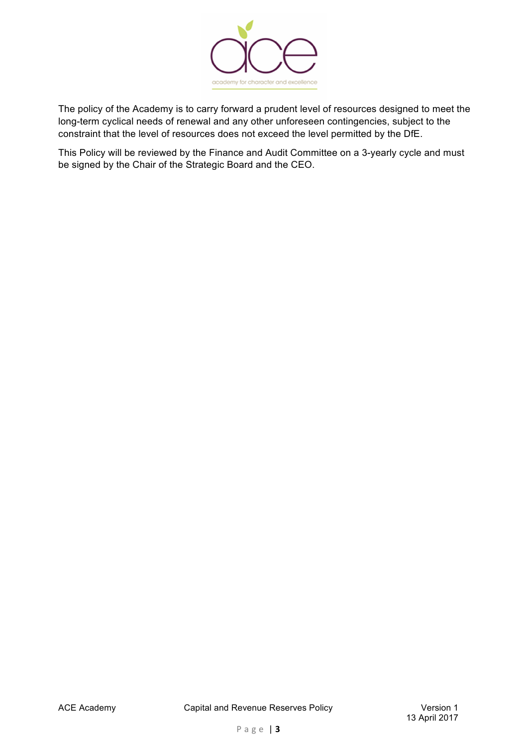The policy of the Academy is to carry forward a prudent level of resources designed to meet the long-term cyclical needs of renewal and any other unforeseen contingencies, subject to the constraint that the level of resources does not exceed the level permitted by the DfE.

This Policy will be reviewed by the Finance and Audit Committee on a 3-yearly cycle and must be signed by the Chair of the Strategic Board and the CEO.